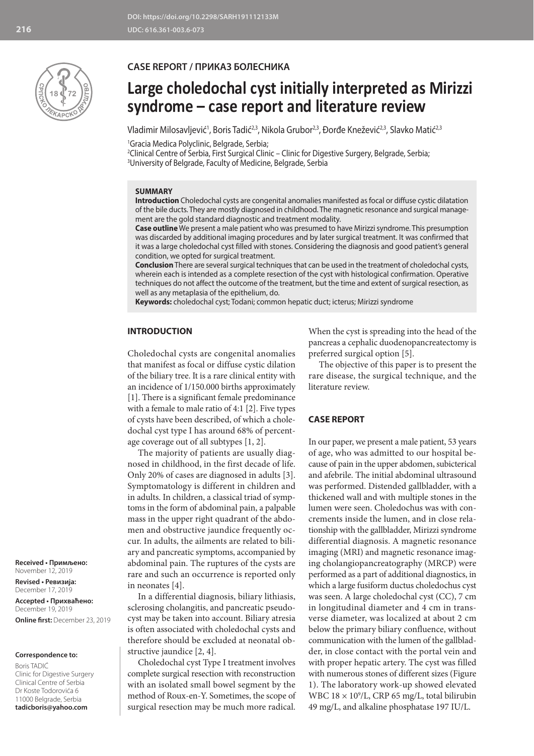DOI: https://doi.org/10.2298/SARH191112133M
UDC: 616.361-003.6-073

CASE REPORT / ПРИКАЗ БОЛЕСНИКА

# Large choledochal cyst initially interpreted as Mirizzi syndrome – case report and literature review

Vladimir Milosavljević[1], Boris Tadić[2,3], Nikola Grubor[2,3], Đorđe Knežević[2,3], Slavko Matić[2,3]

[1]Gracia Medica Polyclinic, Belgrade, Serbia;
[2]Clinical Centre of Serbia, First Surgical Clinic – Clinic for Digestive Surgery, Belgrade, Serbia;
[3]University of Belgrade, Faculty of Medicine, Belgrade, Serbia

**SUMMARY**

**Introduction** Choledochal cysts are congenital anomalies manifested as focal or diffuse cystic dilatation of the bile ducts. They are mostly diagnosed in childhood. The magnetic resonance and surgical management are the gold standard diagnostic and treatment modality.

**Case outline** We present a male patient who was presumed to have Mirizzi syndrome. This presumption was discarded by additional imaging procedures and by later surgical treatment. It was confirmed that it was a large choledochal cyst filled with stones. Considering the diagnosis and good patient's general condition, we opted for surgical treatment.

**Conclusion** There are several surgical techniques that can be used in the treatment of choledochal cysts, wherein each is intended as a complete resection of the cyst with histological confirmation. Operative techniques do not affect the outcome of the treatment, but the time and extent of surgical resection, as well as any metaplasia of the epithelium, do.

**Keywords:** choledochal cyst; Todani; common hepatic duct; icterus; Mirizzi syndrome

## INTRODUCTION

Choledochal cysts are congenital anomalies that manifest as focal or diffuse cystic dilation of the biliary tree. It is a rare clinical entity with an incidence of 1/150.000 births approximately [1]. There is a significant female predominance with a female to male ratio of 4:1 [2]. Five types of cysts have been described, of which a choledochal cyst type I has around 68% of percentage coverage out of all subtypes [1, 2].

The majority of patients are usually diagnosed in childhood, in the first decade of life. Only 20% of cases are diagnosed in adults [3]. Symptomatology is different in children and in adults. In children, a classical triad of symptoms in the form of abdominal pain, a palpable mass in the upper right quadrant of the abdomen and obstructive jaundice frequently occur. In adults, the ailments are related to biliary and pancreatic symptoms, accompanied by abdominal pain. The ruptures of the cysts are rare and such an occurrence is reported only in neonates [4].

In a differential diagnosis, biliary lithiasis, sclerosing cholangitis, and pancreatic pseudocyst may be taken into account. Biliary atresia is often associated with choledochal cysts and therefore should be excluded at neonatal obstructive jaundice [2, 4].

Choledochal cyst Type I treatment involves complete surgical resection with reconstruction with an isolated small bowel segment by the method of Roux-en-Y. Sometimes, the scope of surgical resection may be much more radical. When the cyst is spreading into the head of the pancreas a cephalic duodenopancreatectomy is preferred surgical option [5].

The objective of this paper is to present the rare disease, the surgical technique, and the literature review.

## CASE REPORT

In our paper, we present a male patient, 53 years of age, who was admitted to our hospital because of pain in the upper abdomen, subicterical and afebrile. The initial abdominal ultrasound was performed. Distended gallbladder, with a thickened wall and with multiple stones in the lumen were seen. Choledochus was with concrements inside the lumen, and in close relationship with the gallbladder, Mirizzi syndrome differential diagnosis. A magnetic resonance imaging (MRI) and magnetic resonance imaging cholangiopancreatography (MRCP) were performed as a part of additional diagnostics, in which a large fusiform ductus choledochus cyst was seen. A large choledochal cyst (CC), 7 cm in longitudinal diameter and 4 cm in transverse diameter, was localized at about 2 cm below the primary biliary confluence, without communication with the lumen of the gallbladder, in close contact with the portal vein and with proper hepatic artery. The cyst was filled with numerous stones of different sizes (Figure 1). The laboratory work-up showed elevated WBC $18 \times 10^9$/L, CRP 65 mg/L, total bilirubin 49 mg/L, and alkaline phosphatase 197 IU/L.

**Received • Примљено:** November 12, 2019
**Revised • Ревизија:** December 17, 2019
**Accepted • Прихваћено:** December 19, 2019
**Online first:** December 23, 2019

**Correspondence to:**
Boris TADIĆ
Clinic for Digestive Surgery
Clinical Centre of Serbia
Dr Koste Todorovića 6
11000 Belgrade, Serbia
**tadicboris@yahoo.com**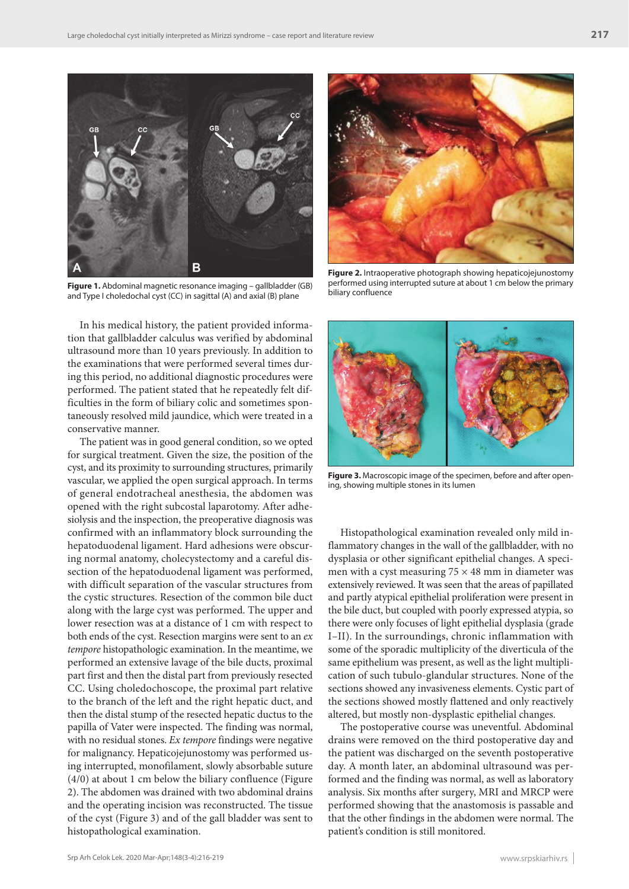Figure 1. Abdominal magnetic resonance imaging – gallbladder (GB) and Type I choledochal cyst (CC) in sagittal (A) and axial (B) plane

Figure 2. Intraoperative photograph showing hepaticojejunostomy performed using interrupted suture at about 1 cm below the primary biliary confluence

Figure 3. Macroscopic image of the specimen, before and after opening, showing multiple stones in its lumen

In his medical history, the patient provided information that gallbladder calculus was verified by abdominal ultrasound more than 10 years previously. In addition to the examinations that were performed several times during this period, no additional diagnostic procedures were performed. The patient stated that he repeatedly felt difficulties in the form of biliary colic and sometimes spontaneously resolved mild jaundice, which were treated in a conservative manner.

The patient was in good general condition, so we opted for surgical treatment. Given the size, the position of the cyst, and its proximity to surrounding structures, primarily vascular, we applied the open surgical approach. In terms of general endotracheal anesthesia, the abdomen was opened with the right subcostal laparotomy. After adhesiolysis and the inspection, the preoperative diagnosis was confirmed with an inflammatory block surrounding the hepatoduodenal ligament. Hard adhesions were obscuring normal anatomy, cholecystectomy and a careful dissection of the hepatoduodenal ligament was performed, with difficult separation of the vascular structures from the cystic structures. Resection of the common bile duct along with the large cyst was performed. The upper and lower resection was at a distance of 1 cm with respect to both ends of the cyst. Resection margins were sent to an *ex tempore* histopathologic examination. In the meantime, we performed an extensive lavage of the bile ducts, proximal part first and then the distal part from previously resected CC. Using choledochoscope, the proximal part relative to the branch of the left and the right hepatic duct, and then the distal stump of the resected hepatic ductus to the papilla of Vater were inspected. The finding was normal, with no residual stones. *Ex tempore* findings were negative for malignancy. Hepaticojejunostomy was performed using interrupted, monofilament, slowly absorbable suture (4/0) at about 1 cm below the biliary confluence (Figure 2). The abdomen was drained with two abdominal drains and the operating incision was reconstructed. The tissue of the cyst (Figure 3) and of the gall bladder was sent to histopathological examination.

Histopathological examination revealed only mild inflammatory changes in the wall of the gallbladder, with no dysplasia or other significant epithelial changes. A specimen with a cyst measuring 75 × 48 mm in diameter was extensively reviewed. It was seen that the areas of papillated and partly atypical epithelial proliferation were present in the bile duct, but coupled with poorly expressed atypia, so there were only focuses of light epithelial dysplasia (grade I–II). In the surroundings, chronic inflammation with some of the sporadic multiplicity of the diverticula of the same epithelium was present, as well as the light multiplication of such tubulo-glandular structures. None of the sections showed any invasiveness elements. Cystic part of the sections showed mostly flattened and only reactively altered, but mostly non-dysplastic epithelial changes.

The postoperative course was uneventful. Abdominal drains were removed on the third postoperative day and the patient was discharged on the seventh postoperative day. A month later, an abdominal ultrasound was performed and the finding was normal, as well as laboratory analysis. Six months after surgery, MRI and MRCP were performed showing that the anastomosis is passable and that the other findings in the abdomen were normal. The patient's condition is still monitored.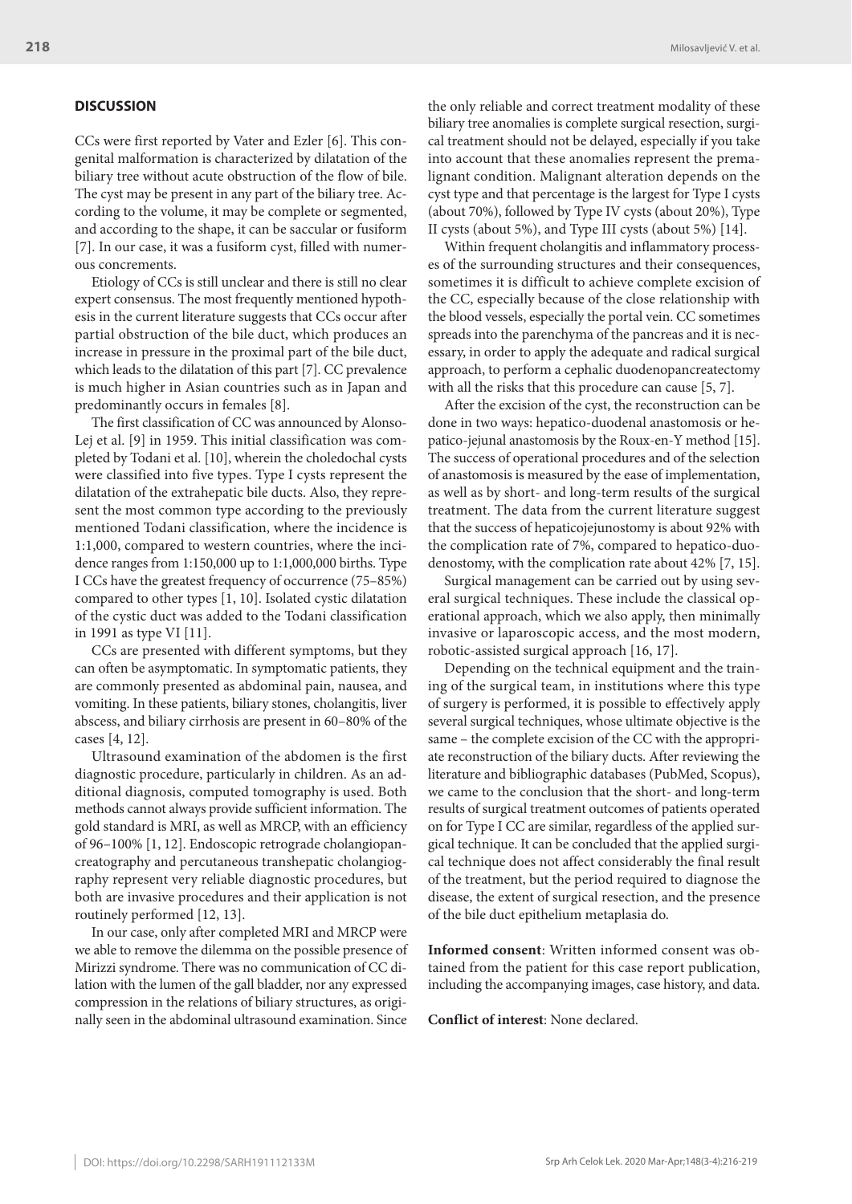## DISCUSSION

CCs were first reported by Vater and Ezler [6]. This congenital malformation is characterized by dilatation of the biliary tree without acute obstruction of the flow of bile. The cyst may be present in any part of the biliary tree. According to the volume, it may be complete or segmented, and according to the shape, it can be saccular or fusiform [7]. In our case, it was a fusiform cyst, filled with numerous concrements.

Etiology of CCs is still unclear and there is still no clear expert consensus. The most frequently mentioned hypothesis in the current literature suggests that CCs occur after partial obstruction of the bile duct, which produces an increase in pressure in the proximal part of the bile duct, which leads to the dilatation of this part [7]. CC prevalence is much higher in Asian countries such as in Japan and predominantly occurs in females [8].

The first classification of CC was announced by Alonso-Lej et al. [9] in 1959. This initial classification was completed by Todani et al. [10], wherein the choledochal cysts were classified into five types. Type I cysts represent the dilatation of the extrahepatic bile ducts. Also, they represent the most common type according to the previously mentioned Todani classification, where the incidence is 1:1,000, compared to western countries, where the incidence ranges from 1:150,000 up to 1:1,000,000 births. Type I CCs have the greatest frequency of occurrence (75–85%) compared to other types [1, 10]. Isolated cystic dilatation of the cystic duct was added to the Todani classification in 1991 as type VI [11].

CCs are presented with different symptoms, but they can often be asymptomatic. In symptomatic patients, they are commonly presented as abdominal pain, nausea, and vomiting. In these patients, biliary stones, cholangitis, liver abscess, and biliary cirrhosis are present in 60–80% of the cases [4, 12].

Ultrasound examination of the abdomen is the first diagnostic procedure, particularly in children. As an additional diagnosis, computed tomography is used. Both methods cannot always provide sufficient information. The gold standard is MRI, as well as MRCP, with an efficiency of 96–100% [1, 12]. Endoscopic retrograde cholangiopancreatography and percutaneous transhepatic cholangiography represent very reliable diagnostic procedures, but both are invasive procedures and their application is not routinely performed [12, 13].

In our case, only after completed MRI and MRCP were we able to remove the dilemma on the possible presence of Mirizzi syndrome. There was no communication of CC dilation with the lumen of the gall bladder, nor any expressed compression in the relations of biliary structures, as originally seen in the abdominal ultrasound examination. Since the only reliable and correct treatment modality of these biliary tree anomalies is complete surgical resection, surgical treatment should not be delayed, especially if you take into account that these anomalies represent the premalignant condition. Malignant alteration depends on the cyst type and that percentage is the largest for Type I cysts (about 70%), followed by Type IV cysts (about 20%), Type II cysts (about 5%), and Type III cysts (about 5%) [14].

Within frequent cholangitis and inflammatory processes of the surrounding structures and their consequences, sometimes it is difficult to achieve complete excision of the CC, especially because of the close relationship with the blood vessels, especially the portal vein. CC sometimes spreads into the parenchyma of the pancreas and it is necessary, in order to apply the adequate and radical surgical approach, to perform a cephalic duodenopancreatectomy with all the risks that this procedure can cause [5, 7].

After the excision of the cyst, the reconstruction can be done in two ways: hepatico-duodenal anastomosis or hepatico-jejunal anastomosis by the Roux-en-Y method [15]. The success of operational procedures and of the selection of anastomosis is measured by the ease of implementation, as well as by short- and long-term results of the surgical treatment. The data from the current literature suggest that the success of hepaticojejunostomy is about 92% with the complication rate of 7%, compared to hepatico-duodenostomy, with the complication rate about 42% [7, 15].

Surgical management can be carried out by using several surgical techniques. These include the classical operational approach, which we also apply, then minimally invasive or laparoscopic access, and the most modern, robotic-assisted surgical approach [16, 17].

Depending on the technical equipment and the training of the surgical team, in institutions where this type of surgery is performed, it is possible to effectively apply several surgical techniques, whose ultimate objective is the same – the complete excision of the CC with the appropriate reconstruction of the biliary ducts. After reviewing the literature and bibliographic databases (PubMed, Scopus), we came to the conclusion that the short- and long-term results of surgical treatment outcomes of patients operated on for Type I CC are similar, regardless of the applied surgical technique. It can be concluded that the applied surgical technique does not affect considerably the final result of the treatment, but the period required to diagnose the disease, the extent of surgical resection, and the presence of the bile duct epithelium metaplasia do.

**Informed consent**: Written informed consent was obtained from the patient for this case report publication, including the accompanying images, case history, and data.

**Conflict of interest**: None declared.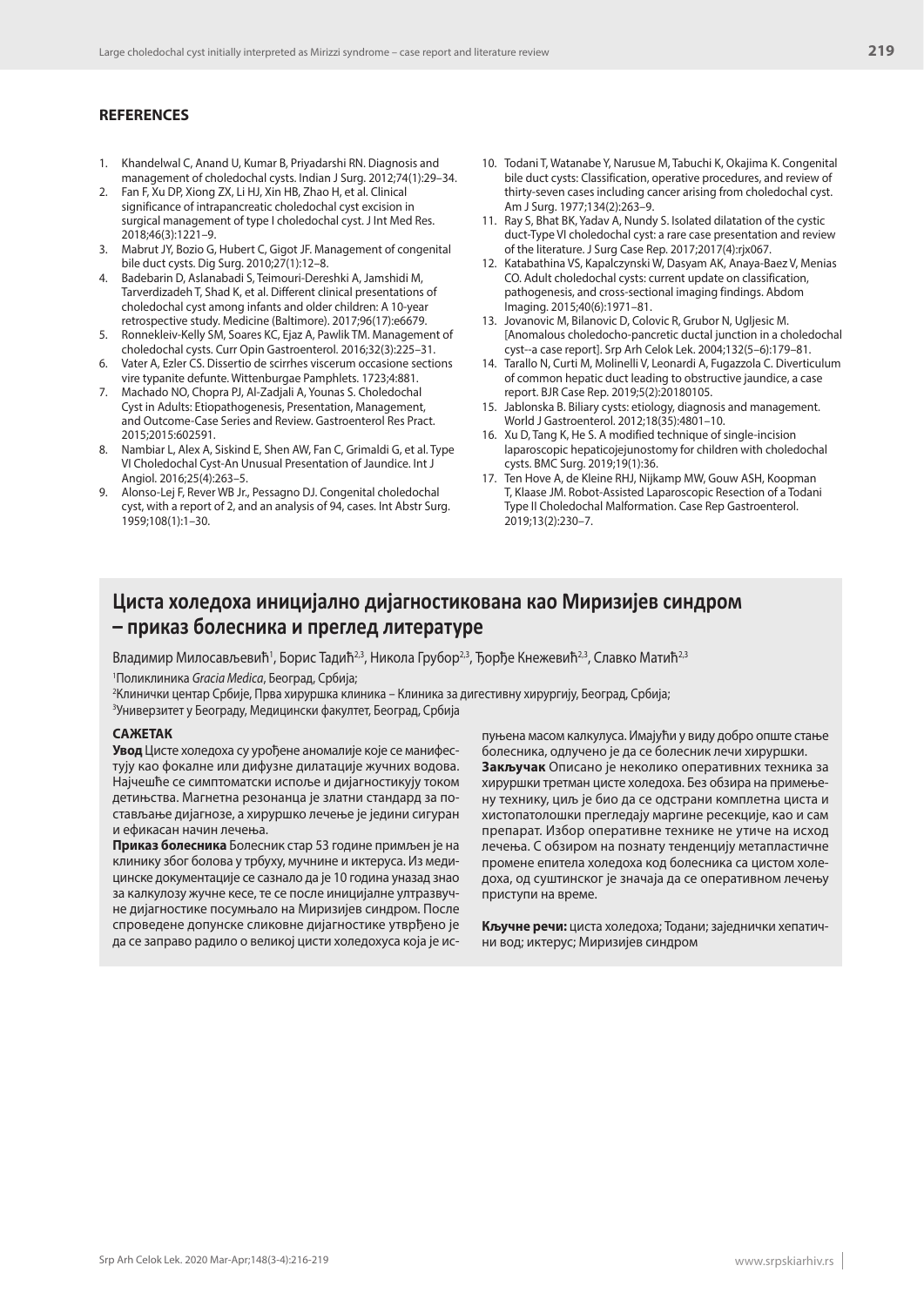## REFERENCES

1. Khandelwal C, Anand U, Kumar B, Priyadarshi RN. Diagnosis and management of choledochal cysts. Indian J Surg. 2012;74(1):29–34.
2. Fan F, Xu DP, Xiong ZX, Li HJ, Xin HB, Zhao H, et al. Clinical significance of intrapancreatic choledochal cyst excision in surgical management of type I choledochal cyst. J Int Med Res. 2018;46(3):1221–9.
3. Mabrut JY, Bozio G, Hubert C, Gigot JF. Management of congenital bile duct cysts. Dig Surg. 2010;27(1):12–8.
4. Badebarin D, Aslanabadi S, Teimouri-Dereshki A, Jamshidi M, Tarverdizadeh T, Shad K, et al. Different clinical presentations of choledochal cyst among infants and older children: A 10-year retrospective study. Medicine (Baltimore). 2017;96(17):e6679.
5. Ronnekleiv-Kelly SM, Soares KC, Ejaz A, Pawlik TM. Management of choledochal cysts. Curr Opin Gastroenterol. 2016;32(3):225–31.
6. Vater A, Ezler CS. Dissertio de scirrhes viscerum occasione sections vire typanite defunte. Wittenburgae Pamphlets. 1723;4:881.
7. Machado NO, Chopra PJ, Al-Zadjali A, Younas S. Choledochal Cyst in Adults: Etiopathogenesis, Presentation, Management, and Outcome-Case Series and Review. Gastroenterol Res Pract. 2015;2015:602591.
8. Nambiar L, Alex A, Siskind E, Shen AW, Fan C, Grimaldi G, et al. Type VI Choledochal Cyst-An Unusual Presentation of Jaundice. Int J Angiol. 2016;25(4):263–5.
9. Alonso-Lej F, Rever WB Jr., Pessagno DJ. Congenital choledochal cyst, with a report of 2, and an analysis of 94, cases. Int Abstr Surg. 1959;108(1):1–30.
10. Todani T, Watanabe Y, Narusue M, Tabuchi K, Okajima K. Congenital bile duct cysts: Classification, operative procedures, and review of thirty-seven cases including cancer arising from choledochal cyst. Am J Surg. 1977;134(2):263–9.
11. Ray S, Bhat BK, Yadav A, Nundy S. Isolated dilatation of the cystic duct-Type VI choledochal cyst: a rare case presentation and review of the literature. J Surg Case Rep. 2017;2017(4):rjx067.
12. Katabathina VS, Kapalczynski W, Dasyam AK, Anaya-Baez V, Menias CO. Adult choledochal cysts: current update on classification, pathogenesis, and cross-sectional imaging findings. Abdom Imaging. 2015;40(6):1971–81.
13. Jovanovic M, Bilanovic D, Colovic R, Grubor N, Ugljesic M. [Anomalous choledocho-pancretic ductal junction in a choledochal cyst--a case report]. Srp Arh Celok Lek. 2004;132(5–6):179–81.
14. Tarallo N, Curti M, Molinelli V, Leonardi A, Fugazzola C. Diverticulum of common hepatic duct leading to obstructive jaundice, a case report. BJR Case Rep. 2019;5(2):20180105.
15. Jablonska B. Biliary cysts: etiology, diagnosis and management. World J Gastroenterol. 2012;18(35):4801–10.
16. Xu D, Tang K, He S. A modified technique of single-incision laparoscopic hepaticojejunostomy for children with choledochal cysts. BMC Surg. 2019;19(1):36.
17. Ten Hove A, de Kleine RHJ, Nijkamp MW, Gouw ASH, Koopman T, Klaase JM. Robot-Assisted Laparoscopic Resection of a Todani Type II Choledochal Malformation. Case Rep Gastroenterol. 2019;13(2):230–7.

# Циста холедоха иницијално дијагностикована као Миризијев синдром – приказ болесника и преглед литературе

Владимир Милосављевић[1], Борис Тадић[2,3], Никола Грубор[2,3], Ђорђе Кнежевић[2,3], Славко Матић[2,3]

[1]Поликлиника *Gracia Medica*, Београд, Србија;
[2]Клинички центар Србије, Прва хируршка клиника – Клиника за дигестивну хирургију, Београд, Србија;
[3]Универзитет у Београду, Медицински факултет, Београд, Србија

**САЖЕТАК**

**Увод** Цисте холедоха су урођене аномалије које се манифестују као фокалне или дифузне дилатације жучних водова. Најчешће се симптоматски испоље и дијагностикују током детињства. Магнетна резонанца је златни стандард за постављање дијагнозе, а хируршко лечење је једини сигуран и ефикасан начин лечења.

**Приказ болесника** Болесник стар 53 године примљен је на клинику због болова у трбуху, мучнине и иктеруса. Из медицинске документације се сазнало да је 10 година уназад знао за калкулозу жучне кесе, те се после иницијалне ултразвучне дијагностике посумњало на Миризијев синдром. После спроведене допунске сликовне дијагностике утврђено је да се заправо радило о великој цисти холедохуса која је испуњена масом калкулуса. Имајући у виду добро опште стање болесника, одлучено је да се болесник лечи хируршки.

**Закључак** Описано је неколико оперативних техника за хируршки третман цисте холедоха. Без обзира на примењену технику, циљ је био да се одстрани комплетна циста и хистопатолошки прегледају маргине ресекције, као и сам препарат. Избор оперативне технике не утиче на исход лечења. С обзиром на познату тенденцију метапластичне промене епитела холедоха код болесника са цистом холедоха, од суштинског је значаја да се оперативном лечењу приступи на време.

**Кључне речи:** циста холедоха; Тодани; заједнички хепатични вод; иктерус; Миризијев синдром